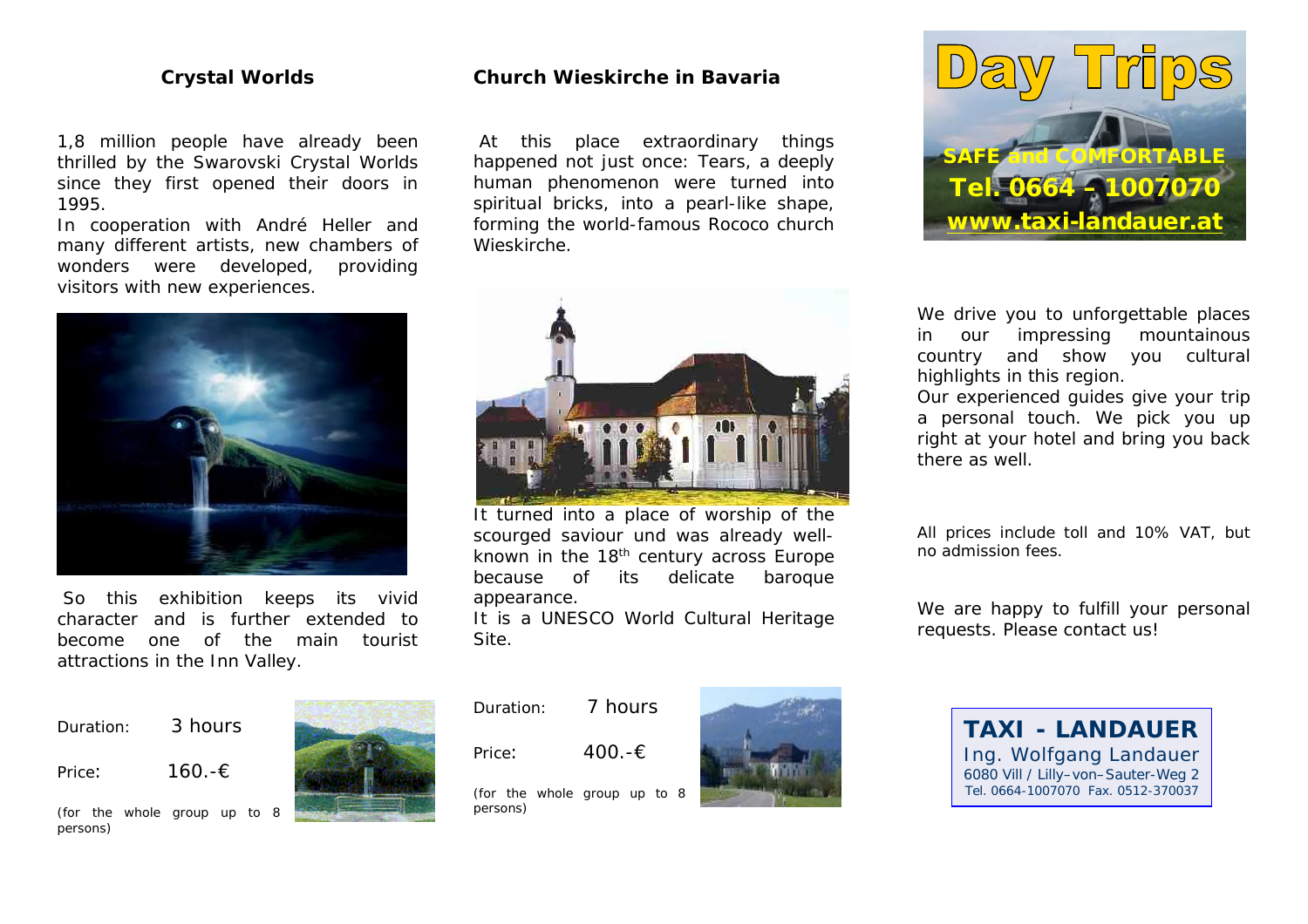## Crystal Worlds

1,8 million people have already been thrilled by the Swarovski Crystal Worlds since they first opened their doors in 1995.

In cooperation with André Heller and many different artists, new chambers of wonders were developed, providing visitors with new experiences.

So this exhibition keeps its vivid character and is further extended to become one of the main tourist attractions in the Inn Valley.

Duration: 3 hours

Price: 160.-€

(for the whole group up to 8 persons)

## Church Wieskirche in Bavaria

At this place extraordinary things happened not just once: Tears, a deeply human phenomenon were turned into spiritual bricks, into a pearl-like shape, forming the world-famous Rococo church Wieskirche.

It turned into a place of worship of the scourged saviour und was already well-known in the 18th century across Europe because of its delicate baroque appearance.

It is a UNESCO World Cultural Heritage Site.

Duration: 7 hours

Price: 400.-€

(for the whole group up to 8 persons)

# Day Trips

**SAFE and COMFORTABLE**

**Tel. 0664 – 1007070**

**www.taxi-landauer.at**

We drive you to unforgettable places in our impressing mountainous country and show you cultural highlights in this region.

Our experienced guides give your trip a personal touch. We pick you up right at your hotel and bring you back there as well.

All prices include toll and 10% VAT, but no admission fees.

We are happy to fulfill your personal requests. Please contact us!

**TAXI - LANDAUER**
Ing. Wolfgang Landauer
6080 Vill / Lilly–von–Sauter-Weg 2
Tel. 0664-1007070 Fax. 0512-370037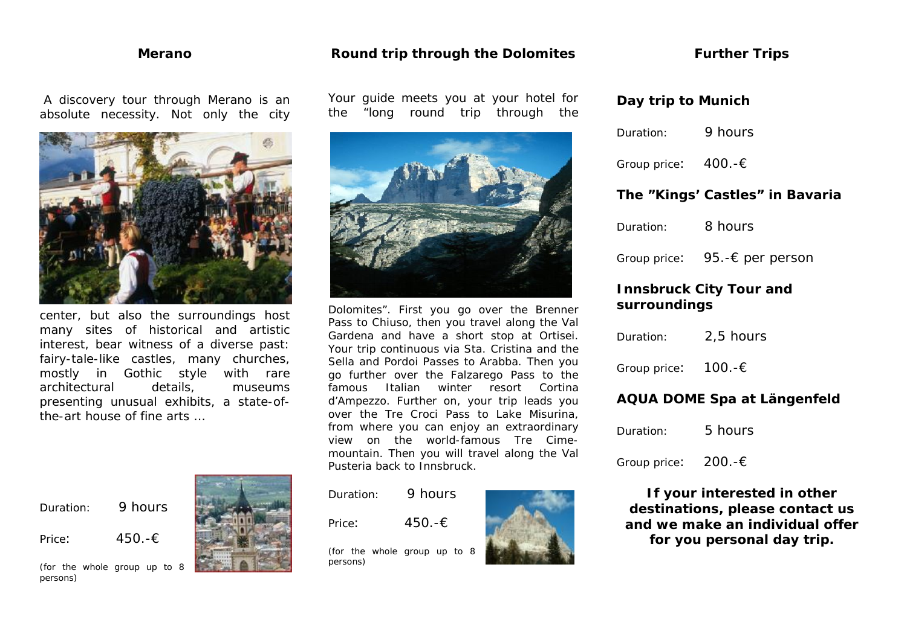## Merano

A discovery tour through Merano is an absolute necessity. Not only the city center, but also the surroundings host many sites of historical and artistic interest, bear witness of a diverse past: fairy-tale-like castles, many churches, mostly in Gothic style with rare architectural details, museums presenting unusual exhibits, a state-of-the-art house of fine arts …

Duration: 9 hours

Price: 450.-€

(for the whole group up to 8 persons)

## Round trip through the Dolomites

Your guide meets you at your hotel for the "long round trip through the Dolomites". First you go over the Brenner Pass to Chiuso, then you travel along the Val Gardena and have a short stop at Ortisei. Your trip continuous via Sta. Cristina and the Sella and Pordoi Passes to Arabba. Then you go further over the Falzarego Pass to the famous Italian winter resort Cortina d'Ampezzo. Further on, your trip leads you over the Tre Croci Pass to Lake Misurina, from where you can enjoy an extraordinary view on the world-famous Tre Cime-mountain. Then you will travel along the Val Pusteria back to Innsbruck.

Duration: 9 hours

Price: 450.-€

(for the whole group up to 8 persons)

## Further Trips

### Day trip to Munich

Duration: 9 hours

Group price: 400.-€

### The "Kings' Castles" in Bavaria

Duration: 8 hours

Group price: 95.-€ per person

### Innsbruck City Tour and surroundings

Duration: 2,5 hours

Group price: 100.-€

### AQUA DOME Spa at Längenfeld

Duration: 5 hours

Group price: 200.-€

**If your interested in other destinations, please contact us and we make an individual offer for you personal day trip.**